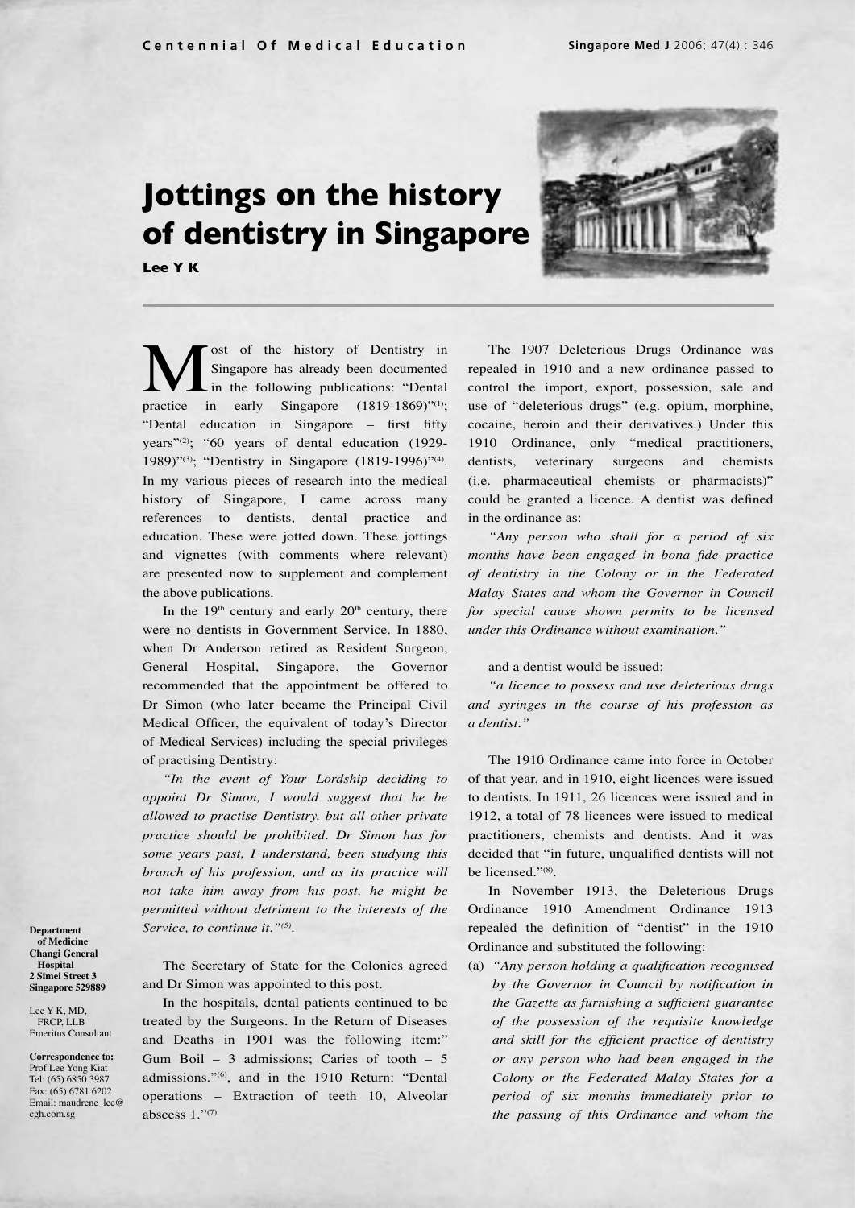# Jottings on the history of dentistry in Singapore

**Lee Y K**

Department of Medicine
Changi General Hospital
2 Simei Street 3
Singapore 529889

Lee Y K, MD, FRCP, LLB
Emeritus Consultant

**Correspondence to:**
Prof Lee Yong Kiat
Tel: (65) 6850 3987
Fax: (65) 6781 6202
Email: maudrene_lee@cgh.com.sg

Most of the history of Dentistry in Singapore has already been documented in the following publications: "Dental practice in early Singapore (1819-1869)"[1]; "Dental education in Singapore – first fifty years"[2]; "60 years of dental education (1929-1989)"[3]; "Dentistry in Singapore (1819-1996)"[4]. In my various pieces of research into the medical history of Singapore, I came across many references to dentists, dental practice and education. These were jotted down. These jottings and vignettes (with comments where relevant) are presented now to supplement and complement the above publications.

In the 19th century and early 20th century, there were no dentists in Government Service. In 1880, when Dr Anderson retired as Resident Surgeon, General Hospital, Singapore, the Governor recommended that the appointment be offered to Dr Simon (who later became the Principal Civil Medical Officer, the equivalent of today's Director of Medical Services) including the special privileges of practising Dentistry:

*"In the event of Your Lordship deciding to appoint Dr Simon, I would suggest that he be allowed to practise Dentistry, but all other private practice should be prohibited. Dr Simon has for some years past, I understand, been studying this branch of his profession, and as its practice will not take him away from his post, he might be permitted without detriment to the interests of the Service, to continue it."[5].*

The Secretary of State for the Colonies agreed and Dr Simon was appointed to this post.

In the hospitals, dental patients continued to be treated by the Surgeons. In the Return of Diseases and Deaths in 1901 was the following item:" Gum Boil – 3 admissions; Caries of tooth – 5 admissions."[6], and in the 1910 Return: "Dental operations – Extraction of teeth 10, Alveolar abscess 1."[7]

The 1907 Deleterious Drugs Ordinance was repealed in 1910 and a new ordinance passed to control the import, export, possession, sale and use of "deleterious drugs" (e.g. opium, morphine, cocaine, heroin and their derivatives.) Under this 1910 Ordinance, only "medical practitioners, dentists, veterinary surgeons and chemists (i.e. pharmaceutical chemists or pharmacists)" could be granted a licence. A dentist was defined in the ordinance as:

*"Any person who shall for a period of six months have been engaged in bona fide practice of dentistry in the Colony or in the Federated Malay States and whom the Governor in Council for special cause shown permits to be licensed under this Ordinance without examination."*

and a dentist would be issued:

*"a licence to possess and use deleterious drugs and syringes in the course of his profession as a dentist."*

The 1910 Ordinance came into force in October of that year, and in 1910, eight licences were issued to dentists. In 1911, 26 licences were issued and in 1912, a total of 78 licences were issued to medical practitioners, chemists and dentists. And it was decided that "in future, unqualified dentists will not be licensed."[8].

In November 1913, the Deleterious Drugs Ordinance 1910 Amendment Ordinance 1913 repealed the definition of "dentist" in the 1910 Ordinance and substituted the following:

(a) *"Any person holding a qualification recognised by the Governor in Council by notification in the Gazette as furnishing a sufficient guarantee of the possession of the requisite knowledge and skill for the efficient practice of dentistry or any person who had been engaged in the Colony or the Federated Malay States for a period of six months immediately prior to the passing of this Ordinance and whom the*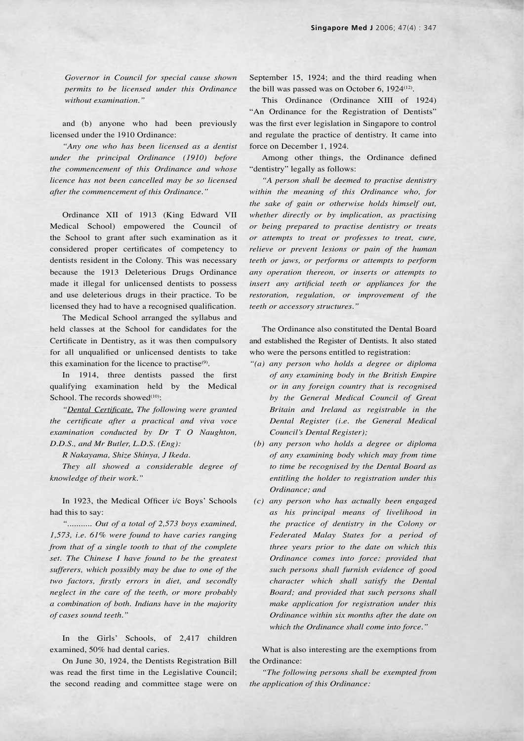*Governor in Council for special cause shown permits to be licensed under this Ordinance without examination."*

and (b) anyone who had been previously licensed under the 1910 Ordinance:

*"Any one who has been licensed as a dentist under the principal Ordinance (1910) before the commencement of this Ordinance and whose licence has not been cancelled may be so licensed after the commencement of this Ordinance."*

Ordinance XII of 1913 (King Edward VII Medical School) empowered the Council of the School to grant after such examination as it considered proper certificates of competency to dentists resident in the Colony. This was necessary because the 1913 Deleterious Drugs Ordinance made it illegal for unlicensed dentists to possess and use deleterious drugs in their practice. To be licensed they had to have a recognised qualification.

The Medical School arranged the syllabus and held classes at the School for candidates for the Certificate in Dentistry, as it was then compulsory for all unqualified or unlicensed dentists to take this examination for the licence to practise[9].

In 1914, three dentists passed the first qualifying examination held by the Medical School. The records showed[10]:

*"Dental Certificate. The following were granted the certificate after a practical and viva voce examination conducted by Dr T O Naughton, D.D.S., and Mr Butler, L.D.S. (Eng):*

*R Nakayama, Shize Shinya, J Ikeda.*

*They all showed a considerable degree of knowledge of their work."*

In 1923, the Medical Officer i/c Boys' Schools had this to say:

*"........... Out of a total of 2,573 boys examined, 1,573, i.e. 61% were found to have caries ranging from that of a single tooth to that of the complete set. The Chinese I have found to be the greatest sufferers, which possibly may be due to one of the two factors, firstly errors in diet, and secondly neglect in the care of the teeth, or more probably a combination of both. Indians have in the majority of cases sound teeth."*

In the Girls' Schools, of 2,417 children examined, 50% had dental caries.

On June 30, 1924, the Dentists Registration Bill was read the first time in the Legislative Council; the second reading and committee stage were on September 15, 1924; and the third reading when the bill was passed was on October 6, 1924[12].

This Ordinance (Ordinance XIII of 1924) "An Ordinance for the Registration of Dentists" was the first ever legislation in Singapore to control and regulate the practice of dentistry. It came into force on December 1, 1924.

Among other things, the Ordinance defined "dentistry" legally as follows:

*"A person shall be deemed to practise dentistry within the meaning of this Ordinance who, for the sake of gain or otherwise holds himself out, whether directly or by implication, as practising or being prepared to practise dentistry or treats or attempts to treat or professes to treat, cure, relieve or prevent lesions or pain of the human teeth or jaws, or performs or attempts to perform any operation thereon, or inserts or attempts to insert any artificial teeth or appliances for the restoration, regulation, or improvement of the teeth or accessory structures."*

The Ordinance also constituted the Dental Board and established the Register of Dentists. It also stated who were the persons entitled to registration:

*"(a) any person who holds a degree or diploma of any examining body in the British Empire or in any foreign country that is recognised by the General Medical Council of Great Britain and Ireland as registrable in the Dental Register (i.e. the General Medical Council's Dental Register);*

*(b) any person who holds a degree or diploma of any examining body which may from time to time be recognised by the Dental Board as entitling the holder to registration under this Ordinance; and*

*(c) any person who has actually been engaged as his principal means of livelihood in the practice of dentistry in the Colony or Federated Malay States for a period of three years prior to the date on which this Ordinance comes into force: provided that such persons shall furnish evidence of good character which shall satisfy the Dental Board; and provided that such persons shall make application for registration under this Ordinance within six months after the date on which the Ordinance shall come into force."*

What is also interesting are the exemptions from the Ordinance:

*"The following persons shall be exempted from the application of this Ordinance:*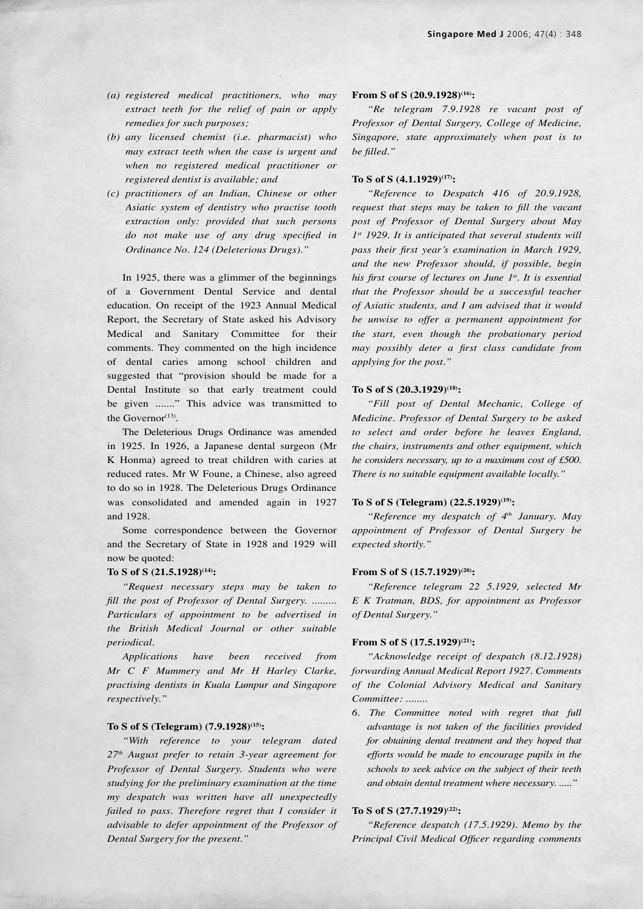*(a) registered medical practitioners, who may extract teeth for the relief of pain or apply remedies for such purposes;*

*(b) any licensed chemist (i.e. pharmacist) who may extract teeth when the case is urgent and when no registered medical practitioner or registered dentist is available; and*

*(c) practitioners of an Indian, Chinese or other Asiatic system of dentistry who practise tooth extraction only: provided that such persons do not make use of any drug specified in Ordinance No. 124 (Deleterious Drugs)."*

In 1925, there was a glimmer of the beginnings of a Government Dental Service and dental education. On receipt of the 1923 Annual Medical Report, the Secretary of State asked his Advisory Medical and Sanitary Committee for their comments. They commented on the high incidence of dental caries among school children and suggested that "provision should be made for a Dental Institute so that early treatment could be given ......." This advice was transmitted to the Governor[13].

The Deleterious Drugs Ordinance was amended in 1925. In 1926, a Japanese dental surgeon (Mr K Honma) agreed to treat children with caries at reduced rates. Mr W Foune, a Chinese, also agreed to do so in 1928. The Deleterious Drugs Ordinance was consolidated and amended again in 1927 and 1928.

Some correspondence between the Governor and the Secretary of State in 1928 and 1929 will now be quoted:

**To S of S (21.5.1928)[14]:**

*"Request necessary steps may be taken to fill the post of Professor of Dental Surgery. ......... Particulars of appointment to be advertised in the British Medical Journal or other suitable periodical.*

*Applications have been received from Mr C F Mummery and Mr H Harley Clarke, practising dentists in Kuala Lumpur and Singapore respectively."*

**To S of S (Telegram) (7.9.1928)[15]:**

*"With reference to your telegram dated 27th August prefer to retain 3-year agreement for Professor of Dental Surgery. Students who were studying for the preliminary examination at the time my despatch was written have all unexpectedly failed to pass. Therefore regret that I consider it advisable to defer appointment of the Professor of Dental Surgery for the present."*

**From S of S (20.9.1928)[16]:**

*"Re telegram 7.9.1928 re vacant post of Professor of Dental Surgery, College of Medicine, Singapore, state approximately when post is to be filled."*

**To S of S (4.1.1929)[17]:**

*"Reference to Despatch 416 of 20.9.1928, request that steps may be taken to fill the vacant post of Professor of Dental Surgery about May 1st 1929. It is anticipated that several students will pass their first year's examination in March 1929, and the new Professor should, if possible, begin his first course of lectures on June 1st. It is essential that the Professor should be a successful teacher of Asiatic students, and I am advised that it would be unwise to offer a permanent appointment for the start, even though the probationary period may possibly deter a first class candidate from applying for the post."*

**To S of S (20.3.1929)[18]:**

*"Fill post of Dental Mechanic, College of Medicine. Professor of Dental Surgery to be asked to select and order before he leaves England, the chairs, instruments and other equipment, which he considers necessary, up to a maximum cost of £500. There is no suitable equipment available locally."*

**To S of S (Telegram) (22.5.1929)[19]:**

*"Reference my despatch of 4th January. May appointment of Professor of Dental Surgery be expected shortly."*

**From S of S (15.7.1929)[20]:**

*"Reference telegram 22 5.1929, selected Mr E K Tratman, BDS, for appointment as Professor of Dental Surgery."*

**From S of S (17.5.1929)[21]:**

*"Acknowledge receipt of despatch (8.12.1928) forwarding Annual Medical Report 1927. Comments of the Colonial Advisory Medical and Sanitary Committee: ........*

*6. The Committee noted with regret that full advantage is not taken of the facilities provided for obtaining dental treatment and they hoped that efforts would be made to encourage pupils in the schools to seek advice on the subject of their teeth and obtain dental treatment where necessary. ....."*

**To S of S (27.7.1929)[22]:**

*"Reference despatch (17.5.1929). Memo by the Principal Civil Medical Officer regarding comments*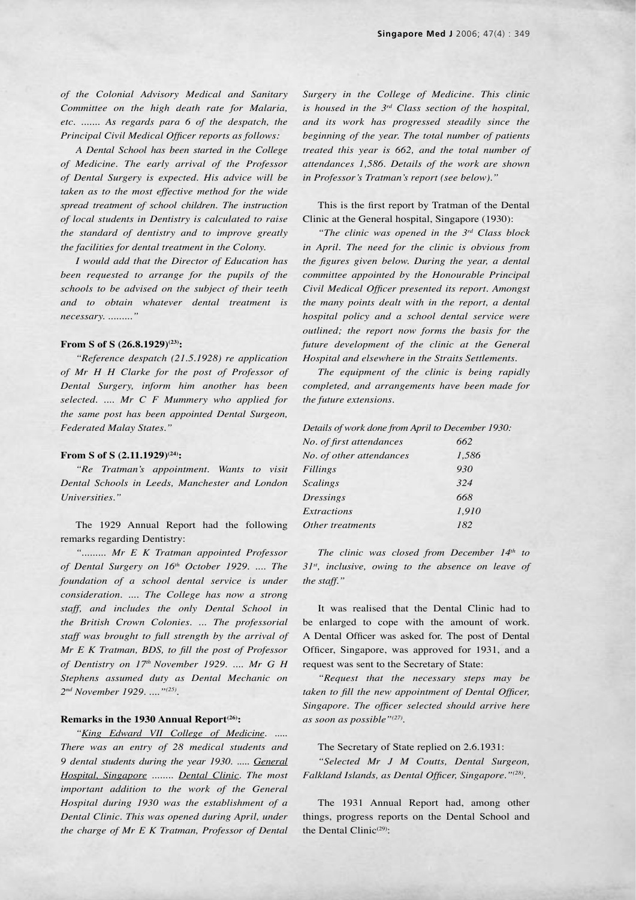*of the Colonial Advisory Medical and Sanitary Committee on the high death rate for Malaria, etc. ....... As regards para 6 of the despatch, the Principal Civil Medical Officer reports as follows:*

*A Dental School has been started in the College of Medicine. The early arrival of the Professor of Dental Surgery is expected. His advice will be taken as to the most effective method for the wide spread treatment of school children. The instruction of local students in Dentistry is calculated to raise the standard of dentistry and to improve greatly the facilities for dental treatment in the Colony.*

*I would add that the Director of Education has been requested to arrange for the pupils of the schools to be advised on the subject of their teeth and to obtain whatever dental treatment is necessary. ........."*

**From S of S (26.8.1929)[23]:**

*"Reference despatch (21.5.1928) re application of Mr H H Clarke for the post of Professor of Dental Surgery, inform him another has been selected. .... Mr C F Mummery who applied for the same post has been appointed Dental Surgeon, Federated Malay States."*

**From S of S (2.11.1929)[24]:**

*"Re Tratman's appointment. Wants to visit Dental Schools in Leeds, Manchester and London Universities."*

The 1929 Annual Report had the following remarks regarding Dentistry:

*"......... Mr E K Tratman appointed Professor of Dental Surgery on 16th October 1929. .... The foundation of a school dental service is under consideration. .... The College has now a strong staff, and includes the only Dental School in the British Crown Colonies. ... The professorial staff was brought to full strength by the arrival of Mr E K Tratman, BDS, to fill the post of Professor of Dentistry on 17th November 1929. .... Mr G H Stephens assumed duty as Dental Mechanic on 2nd November 1929. ...."*[25].

**Remarks in the 1930 Annual Report[26]:**

*"King Edward VII College of Medicine. ..... There was an entry of 28 medical students and 9 dental students during the year 1930. ..... General Hospital, Singapore ........ Dental Clinic. The most important addition to the work of the General Hospital during 1930 was the establishment of a Dental Clinic. This was opened during April, under the charge of Mr E K Tratman, Professor of Dental Surgery in the College of Medicine. This clinic is housed in the 3rd Class section of the hospital, and its work has progressed steadily since the beginning of the year. The total number of patients treated this year is 662, and the total number of attendances 1,586. Details of the work are shown in Professor's Tratman's report (see below)."*

This is the first report by Tratman of the Dental Clinic at the General hospital, Singapore (1930):

*"The clinic was opened in the 3rd Class block in April. The need for the clinic is obvious from the figures given below. During the year, a dental committee appointed by the Honourable Principal Civil Medical Officer presented its report. Amongst the many points dealt with in the report, a dental hospital policy and a school dental service were outlined; the report now forms the basis for the future development of the clinic at the General Hospital and elsewhere in the Straits Settlements.*

*The equipment of the clinic is being rapidly completed, and arrangements have been made for the future extensions.*

*Details of work done from April to December 1930:*

| | |
|---|---|
| *No. of first attendances* | *662* |
| *No. of other attendances* | *1,586* |
| *Fillings* | *930* |
| *Scalings* | *324* |
| *Dressings* | *668* |
| *Extractions* | *1,910* |
| *Other treatments* | *182* |

*The clinic was closed from December 14th to 31st, inclusive, owing to the absence on leave of the staff."*

It was realised that the Dental Clinic had to be enlarged to cope with the amount of work. A Dental Officer was asked for. The post of Dental Officer, Singapore, was approved for 1931, and a request was sent to the Secretary of State:

*"Request that the necessary steps may be taken to fill the new appointment of Dental Officer, Singapore. The officer selected should arrive here as soon as possible"*[27].

The Secretary of State replied on 2.6.1931:

*"Selected Mr J M Coutts, Dental Surgeon, Falkland Islands, as Dental Officer, Singapore."*[28].

The 1931 Annual Report had, among other things, progress reports on the Dental School and the Dental Clinic[29]: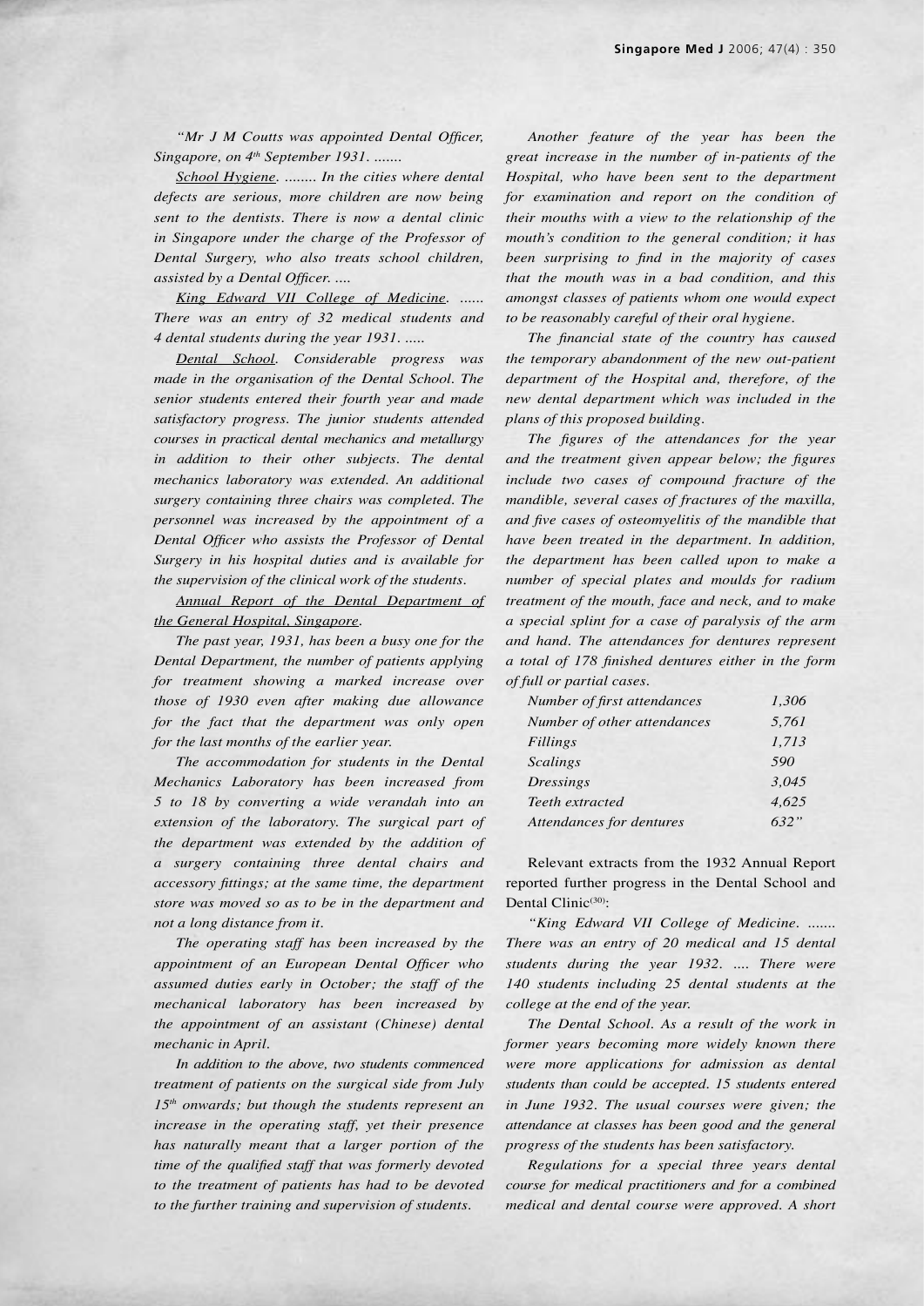*"Mr J M Coutts was appointed Dental Officer, Singapore, on 4th September 1931. .......*

*School Hygiene. ........ In the cities where dental defects are serious, more children are now being sent to the dentists. There is now a dental clinic in Singapore under the charge of the Professor of Dental Surgery, who also treats school children, assisted by a Dental Officer. ....*

*King Edward VII College of Medicine. ...... There was an entry of 32 medical students and 4 dental students during the year 1931. .....*

*Dental School. Considerable progress was made in the organisation of the Dental School. The senior students entered their fourth year and made satisfactory progress. The junior students attended courses in practical dental mechanics and metallurgy in addition to their other subjects. The dental mechanics laboratory was extended. An additional surgery containing three chairs was completed. The personnel was increased by the appointment of a Dental Officer who assists the Professor of Dental Surgery in his hospital duties and is available for the supervision of the clinical work of the students.*

*Annual Report of the Dental Department of the General Hospital, Singapore.*

*The past year, 1931, has been a busy one for the Dental Department, the number of patients applying for treatment showing a marked increase over those of 1930 even after making due allowance for the fact that the department was only open for the last months of the earlier year.*

*The accommodation for students in the Dental Mechanics Laboratory has been increased from 5 to 18 by converting a wide verandah into an extension of the laboratory. The surgical part of the department was extended by the addition of a surgery containing three dental chairs and accessory fittings; at the same time, the department store was moved so as to be in the department and not a long distance from it.*

*The operating staff has been increased by the appointment of an European Dental Officer who assumed duties early in October; the staff of the mechanical laboratory has been increased by the appointment of an assistant (Chinese) dental mechanic in April.*

*In addition to the above, two students commenced treatment of patients on the surgical side from July 15th onwards; but though the students represent an increase in the operating staff, yet their presence has naturally meant that a larger portion of the time of the qualified staff that was formerly devoted to the treatment of patients has had to be devoted to the further training and supervision of students.*

*Another feature of the year has been the great increase in the number of in-patients of the Hospital, who have been sent to the department for examination and report on the condition of their mouths with a view to the relationship of the mouth's condition to the general condition; it has been surprising to find in the majority of cases that the mouth was in a bad condition, and this amongst classes of patients whom one would expect to be reasonably careful of their oral hygiene.*

*The financial state of the country has caused the temporary abandonment of the new out-patient department of the Hospital and, therefore, of the new dental department which was included in the plans of this proposed building.*

*The figures of the attendances for the year and the treatment given appear below; the figures include two cases of compound fracture of the mandible, several cases of fractures of the maxilla, and five cases of osteomyelitis of the mandible that have been treated in the department. In addition, the department has been called upon to make a number of special plates and moulds for radium treatment of the mouth, face and neck, and to make a special splint for a case of paralysis of the arm and hand. The attendances for dentures represent a total of 178 finished dentures either in the form of full or partial cases.*

| | |
|---|---|
| *Number of first attendances* | *1,306* |
| *Number of other attendances* | *5,761* |
| *Fillings* | *1,713* |
| *Scalings* | *590* |
| *Dressings* | *3,045* |
| *Teeth extracted* | *4,625* |
| *Attendances for dentures* | *632"* |

Relevant extracts from the 1932 Annual Report reported further progress in the Dental School and Dental Clinic[30]:

*"King Edward VII College of Medicine. ....... There was an entry of 20 medical and 15 dental students during the year 1932. .... There were 140 students including 25 dental students at the college at the end of the year.*

*The Dental School. As a result of the work in former years becoming more widely known there were more applications for admission as dental students than could be accepted. 15 students entered in June 1932. The usual courses were given; the attendance at classes has been good and the general progress of the students has been satisfactory.*

*Regulations for a special three years dental course for medical practitioners and for a combined medical and dental course were approved. A short*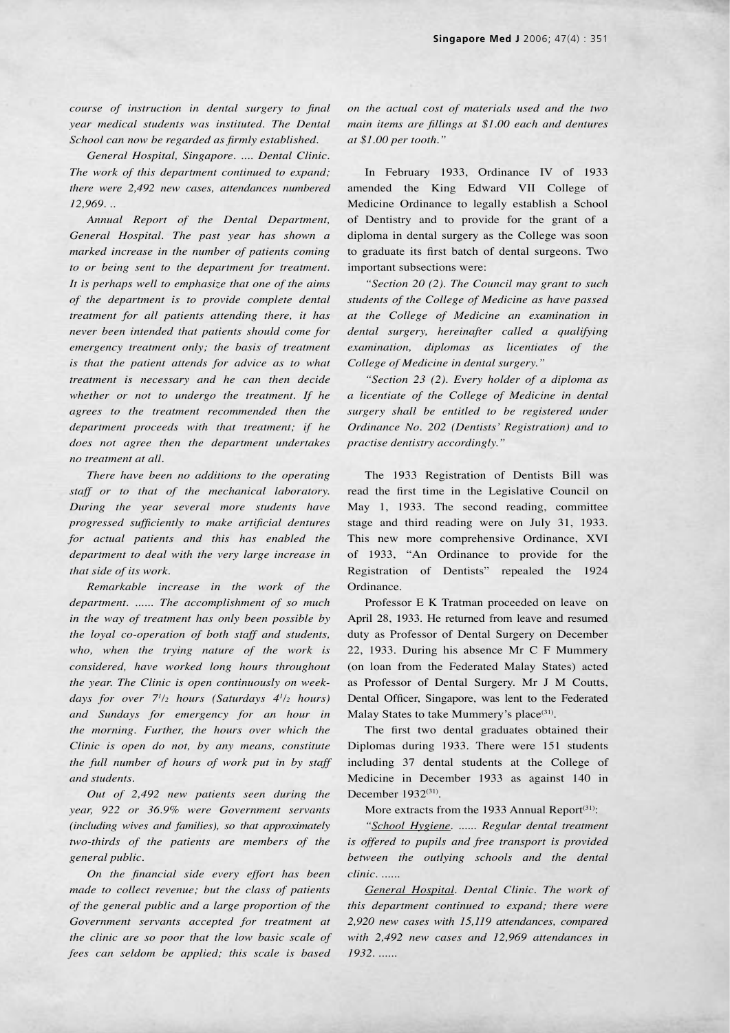*course of instruction in dental surgery to final year medical students was instituted. The Dental School can now be regarded as firmly established.*

*General Hospital, Singapore. .... Dental Clinic. The work of this department continued to expand; there were 2,492 new cases, attendances numbered 12,969. ..*

*Annual Report of the Dental Department, General Hospital. The past year has shown a marked increase in the number of patients coming to or being sent to the department for treatment. It is perhaps well to emphasize that one of the aims of the department is to provide complete dental treatment for all patients attending there, it has never been intended that patients should come for emergency treatment only; the basis of treatment is that the patient attends for advice as to what treatment is necessary and he can then decide whether or not to undergo the treatment. If he agrees to the treatment recommended then the department proceeds with that treatment; if he does not agree then the department undertakes no treatment at all.*

*There have been no additions to the operating staff or to that of the mechanical laboratory. During the year several more students have progressed sufficiently to make artificial dentures for actual patients and this has enabled the department to deal with the very large increase in that side of its work.*

*Remarkable increase in the work of the department. ...... The accomplishment of so much in the way of treatment has only been possible by the loyal co-operation of both staff and students, who, when the trying nature of the work is considered, have worked long hours throughout the year. The Clinic is open continuously on week-days for over 7½ hours (Saturdays 4½ hours) and Sundays for emergency for an hour in the morning. Further, the hours over which the Clinic is open do not, by any means, constitute the full number of hours of work put in by staff and students.*

*Out of 2,492 new patients seen during the year, 922 or 36.9% were Government servants (including wives and families), so that approximately two-thirds of the patients are members of the general public.*

*On the financial side every effort has been made to collect revenue; but the class of patients of the general public and a large proportion of the Government servants accepted for treatment at the clinic are so poor that the low basic scale of fees can seldom be applied; this scale is based on the actual cost of materials used and the two main items are fillings at \$1.00 each and dentures at \$1.00 per tooth."*

In February 1933, Ordinance IV of 1933 amended the King Edward VII College of Medicine Ordinance to legally establish a School of Dentistry and to provide for the grant of a diploma in dental surgery as the College was soon to graduate its first batch of dental surgeons. Two important subsections were:

*"Section 20 (2). The Council may grant to such students of the College of Medicine as have passed at the College of Medicine an examination in dental surgery, hereinafter called a qualifying examination, diplomas as licentiates of the College of Medicine in dental surgery."*

*"Section 23 (2). Every holder of a diploma as a licentiate of the College of Medicine in dental surgery shall be entitled to be registered under Ordinance No. 202 (Dentists' Registration) and to practise dentistry accordingly."*

The 1933 Registration of Dentists Bill was read the first time in the Legislative Council on May 1, 1933. The second reading, committee stage and third reading were on July 31, 1933. This new more comprehensive Ordinance, XVI of 1933, "An Ordinance to provide for the Registration of Dentists" repealed the 1924 Ordinance.

Professor E K Tratman proceeded on leave on April 28, 1933. He returned from leave and resumed duty as Professor of Dental Surgery on December 22, 1933. During his absence Mr C F Mummery (on loan from the Federated Malay States) acted as Professor of Dental Surgery. Mr J M Coutts, Dental Officer, Singapore, was lent to the Federated Malay States to take Mummery's place[31].

The first two dental graduates obtained their Diplomas during 1933. There were 151 students including 37 dental students at the College of Medicine in December 1933 as against 140 in December 1932[31].

More extracts from the 1933 Annual Report[31]:

*"School Hygiene. ...... Regular dental treatment is offered to pupils and free transport is provided between the outlying schools and the dental clinic. ......*

*General Hospital. Dental Clinic. The work of this department continued to expand; there were 2,920 new cases with 15,119 attendances, compared with 2,492 new cases and 12,969 attendances in 1932. ......*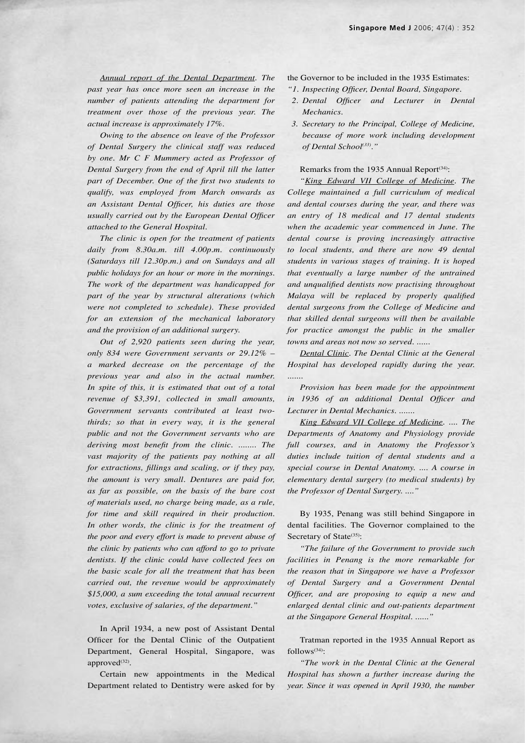*Annual report of the Dental Department. The past year has once more seen an increase in the number of patients attending the department for treatment over those of the previous year. The actual increase is approximately 17%.*

*Owing to the absence on leave of the Professor of Dental Surgery the clinical staff was reduced by one. Mr C F Mummery acted as Professor of Dental Surgery from the end of April till the latter part of December. One of the first two students to qualify, was employed from March onwards as an Assistant Dental Officer, his duties are those usually carried out by the European Dental Officer attached to the General Hospital.*

*The clinic is open for the treatment of patients daily from 8.30a.m. till 4.00p.m. continuously (Saturdays till 12.30p.m.) and on Sundays and all public holidays for an hour or more in the mornings. The work of the department was handicapped for part of the year by structural alterations (which were not completed to schedule). These provided for an extension of the mechanical laboratory and the provision of an additional surgery.*

*Out of 2,920 patients seen during the year, only 834 were Government servants or 29.12% – a marked decrease on the percentage of the previous year and also in the actual number. In spite of this, it is estimated that out of a total revenue of $3,391, collected in small amounts, Government servants contributed at least two-thirds; so that in every way, it is the general public and not the Government servants who are deriving most benefit from the clinic. ........ The vast majority of the patients pay nothing at all for extractions, fillings and scaling, or if they pay, the amount is very small. Dentures are paid for, as far as possible, on the basis of the bare cost of materials used, no charge being made, as a rule, for time and skill required in their production. In other words, the clinic is for the treatment of the poor and every effort is made to prevent abuse of the clinic by patients who can afford to go to private dentists. If the clinic could have collected fees on the basic scale for all the treatment that has been carried out, the revenue would be approximately $15,000, a sum exceeding the total annual recurrent votes, exclusive of salaries, of the department."*

In April 1934, a new post of Assistant Dental Officer for the Dental Clinic of the Outpatient Department, General Hospital, Singapore, was approved[32].

Certain new appointments in the Medical Department related to Dentistry were asked for by the Governor to be included in the 1935 Estimates:

*"1. Inspecting Officer, Dental Board, Singapore.*
*2. Dental Officer and Lecturer in Dental Mechanics.*
*3. Secretary to the Principal, College of Medicine, because of more work including development of Dental School[33]."*

Remarks from the 1935 Annual Report[34]:

*"King Edward VII College of Medicine. The College maintained a full curriculum of medical and dental courses during the year, and there was an entry of 18 medical and 17 dental students when the academic year commenced in June. The dental course is proving increasingly attractive to local students, and there are now 49 dental students in various stages of training. It is hoped that eventually a large number of the untrained and unqualified dentists now practising throughout Malaya will be replaced by properly qualified dental surgeons from the College of Medicine and that skilled dental surgeons will then be available for practice amongst the public in the smaller towns and areas not now so served. ......*

*Dental Clinic. The Dental Clinic at the General Hospital has developed rapidly during the year. .......*

*Provision has been made for the appointment in 1936 of an additional Dental Officer and Lecturer in Dental Mechanics. .......*

*King Edward VII College of Medicine. .... The Departments of Anatomy and Physiology provide full courses, and in Anatomy the Professor's duties include tuition of dental students and a special course in Dental Anatomy. .... A course in elementary dental surgery (to medical students) by the Professor of Dental Surgery. ...."*

By 1935, Penang was still behind Singapore in dental facilities. The Governor complained to the Secretary of State[35]:

*"The failure of the Government to provide such facilities in Penang is the more remarkable for the reason that in Singapore we have a Professor of Dental Surgery and a Government Dental Officer, and are proposing to equip a new and enlarged dental clinic and out-patients department at the Singapore General Hospital. ......"*

Tratman reported in the 1935 Annual Report as follows[34]:

*"The work in the Dental Clinic at the General Hospital has shown a further increase during the year. Since it was opened in April 1930, the number*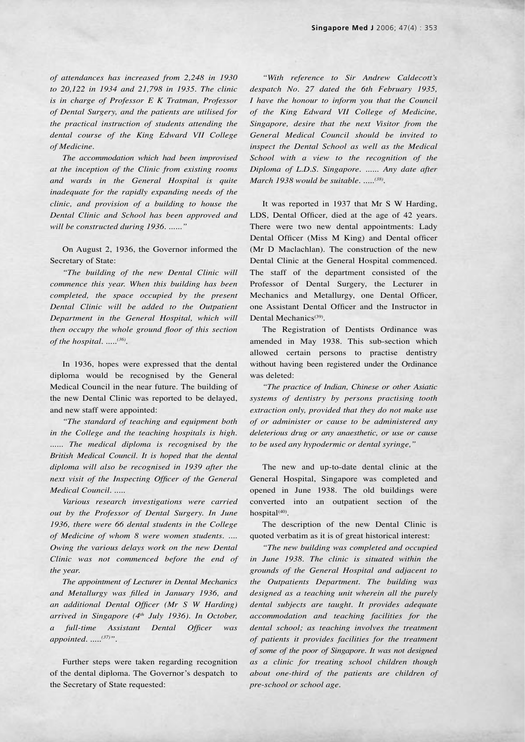*of attendances has increased from 2,248 in 1930 to 20,122 in 1934 and 21,798 in 1935. The clinic is in charge of Professor E K Tratman, Professor of Dental Surgery, and the patients are utilised for the practical instruction of students attending the dental course of the King Edward VII College of Medicine.*

*The accommodation which had been improvised at the inception of the Clinic from existing rooms and wards in the General Hospital is quite inadequate for the rapidly expanding needs of the clinic, and provision of a building to house the Dental Clinic and School has been approved and will be constructed during 1936. ......"*

On August 2, 1936, the Governor informed the Secretary of State:

*"The building of the new Dental Clinic will commence this year. When this building has been completed, the space occupied by the present Dental Clinic will be added to the Outpatient Department in the General Hospital, which will then occupy the whole ground floor of this section of the hospital. .....*[36].

In 1936, hopes were expressed that the dental diploma would be recognised by the General Medical Council in the near future. The building of the new Dental Clinic was reported to be delayed, and new staff were appointed:

*"The standard of teaching and equipment both in the College and the teaching hospitals is high. ...... The medical diploma is recognised by the British Medical Council. It is hoped that the dental diploma will also be recognised in 1939 after the next visit of the Inspecting Officer of the General Medical Council. .....*

*Various research investigations were carried out by the Professor of Dental Surgery. In June 1936, there were 66 dental students in the College of Medicine of whom 8 were women students. .... Owing the various delays work on the new Dental Clinic was not commenced before the end of the year.*

*The appointment of Lecturer in Dental Mechanics and Metallurgy was filled in January 1936, and an additional Dental Officer (Mr S W Harding) arrived in Singapore (4th July 1936). In October, a full-time Assistant Dental Officer was appointed. .....*[37]*"*.

Further steps were taken regarding recognition of the dental diploma. The Governor's despatch to the Secretary of State requested:

*"With reference to Sir Andrew Caldecott's despatch No. 27 dated the 6th February 1935, I have the honour to inform you that the Council of the King Edward VII College of Medicine, Singapore, desire that the next Visitor from the General Medical Council should be invited to inspect the Dental School as well as the Medical School with a view to the recognition of the Diploma of L.D.S. Singapore. ...... Any date after March 1938 would be suitable. .....*[38].

It was reported in 1937 that Mr S W Harding, LDS, Dental Officer, died at the age of 42 years. There were two new dental appointments: Lady Dental Officer (Miss M King) and Dental officer (Mr D Maclachlan). The construction of the new Dental Clinic at the General Hospital commenced. The staff of the department consisted of the Professor of Dental Surgery, the Lecturer in Mechanics and Metallurgy, one Dental Officer, one Assistant Dental Officer and the Instructor in Dental Mechanics[39].

The Registration of Dentists Ordinance was amended in May 1938. This sub-section which allowed certain persons to practise dentistry without having been registered under the Ordinance was deleted:

*"The practice of Indian, Chinese or other Asiatic systems of dentistry by persons practising tooth extraction only, provided that they do not make use of or administer or cause to be administered any deleterious drug or any anaesthetic, or use or cause to be used any hypodermic or dental syringe,"*

The new and up-to-date dental clinic at the General Hospital, Singapore was completed and opened in June 1938. The old buildings were converted into an outpatient section of the hospital[40].

The description of the new Dental Clinic is quoted verbatim as it is of great historical interest:

*"The new building was completed and occupied in June 1938. The clinic is situated within the grounds of the General Hospital and adjacent to the Outpatients Department. The building was designed as a teaching unit wherein all the purely dental subjects are taught. It provides adequate accommodation and teaching facilities for the dental school; as teaching involves the treatment of patients it provides facilities for the treatment of some of the poor of Singapore. It was not designed as a clinic for treating school children though about one-third of the patients are children of pre-school or school age.*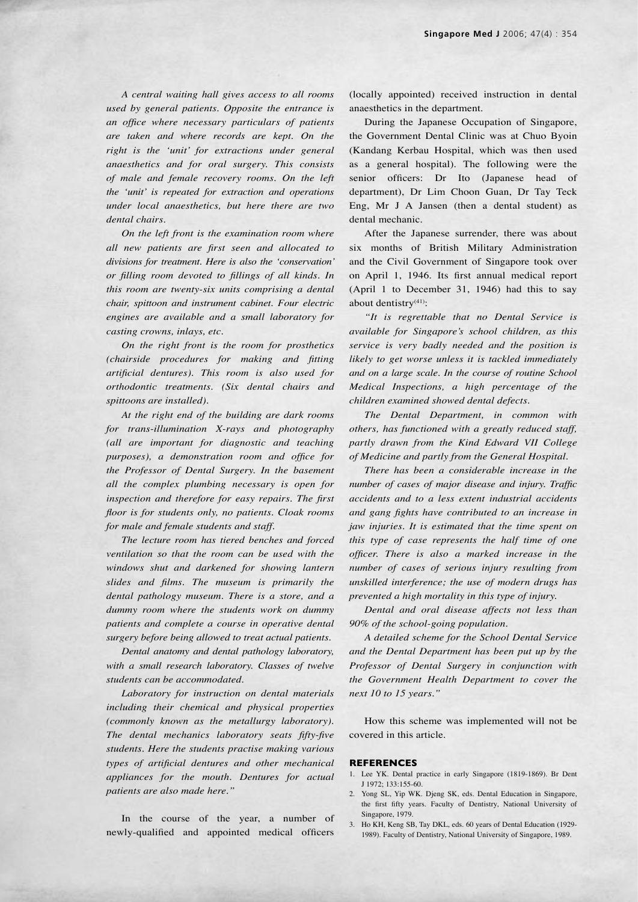*A central waiting hall gives access to all rooms used by general patients. Opposite the entrance is an office where necessary particulars of patients are taken and where records are kept. On the right is the 'unit' for extractions under general anaesthetics and for oral surgery. This consists of male and female recovery rooms. On the left the 'unit' is repeated for extraction and operations under local anaesthetics, but here there are two dental chairs.*

*On the left front is the examination room where all new patients are first seen and allocated to divisions for treatment. Here is also the 'conservation' or filling room devoted to fillings of all kinds. In this room are twenty-six units comprising a dental chair, spittoon and instrument cabinet. Four electric engines are available and a small laboratory for casting crowns, inlays, etc.*

*On the right front is the room for prosthetics (chairside procedures for making and fitting artificial dentures). This room is also used for orthodontic treatments. (Six dental chairs and spittoons are installed).*

*At the right end of the building are dark rooms for trans-illumination X-rays and photography (all are important for diagnostic and teaching purposes), a demonstration room and office for the Professor of Dental Surgery. In the basement all the complex plumbing necessary is open for inspection and therefore for easy repairs. The first floor is for students only, no patients. Cloak rooms for male and female students and staff.*

*The lecture room has tiered benches and forced ventilation so that the room can be used with the windows shut and darkened for showing lantern slides and films. The museum is primarily the dental pathology museum. There is a store, and a dummy room where the students work on dummy patients and complete a course in operative dental surgery before being allowed to treat actual patients.*

*Dental anatomy and dental pathology laboratory, with a small research laboratory. Classes of twelve students can be accommodated.*

*Laboratory for instruction on dental materials including their chemical and physical properties (commonly known as the metallurgy laboratory). The dental mechanics laboratory seats fifty-five students. Here the students practise making various types of artificial dentures and other mechanical appliances for the mouth. Dentures for actual patients are also made here."*

In the course of the year, a number of newly-qualified and appointed medical officers (locally appointed) received instruction in dental anaesthetics in the department.

During the Japanese Occupation of Singapore, the Government Dental Clinic was at Chuo Byoin (Kandang Kerbau Hospital, which was then used as a general hospital). The following were the senior officers: Dr Ito (Japanese head of department), Dr Lim Choon Guan, Dr Tay Teck Eng, Mr J A Jansen (then a dental student) as dental mechanic.

After the Japanese surrender, there was about six months of British Military Administration and the Civil Government of Singapore took over on April 1, 1946. Its first annual medical report (April 1 to December 31, 1946) had this to say about dentistry[41]:

*"It is regrettable that no Dental Service is available for Singapore's school children, as this service is very badly needed and the position is likely to get worse unless it is tackled immediately and on a large scale. In the course of routine School Medical Inspections, a high percentage of the children examined showed dental defects.*

*The Dental Department, in common with others, has functioned with a greatly reduced staff, partly drawn from the Kind Edward VII College of Medicine and partly from the General Hospital.*

*There has been a considerable increase in the number of cases of major disease and injury. Traffic accidents and to a less extent industrial accidents and gang fights have contributed to an increase in jaw injuries. It is estimated that the time spent on this type of case represents the half time of one officer. There is also a marked increase in the number of cases of serious injury resulting from unskilled interference; the use of modern drugs has prevented a high mortality in this type of injury.*

*Dental and oral disease affects not less than 90% of the school-going population.*

*A detailed scheme for the School Dental Service and the Dental Department has been put up by the Professor of Dental Surgery in conjunction with the Government Health Department to cover the next 10 to 15 years."*

How this scheme was implemented will not be covered in this article.

## REFERENCES

1. Lee YK. Dental practice in early Singapore (1819-1869). Br Dent J 1972; 133:155-60.
2. Yong SL, Yip WK. Djeng SK, eds. Dental Education in Singapore, the first fifty years. Faculty of Dentistry, National University of Singapore, 1979.
3. Ho KH, Keng SB, Tay DKL, eds. 60 years of Dental Education (1929-1989). Faculty of Dentistry, National University of Singapore, 1989.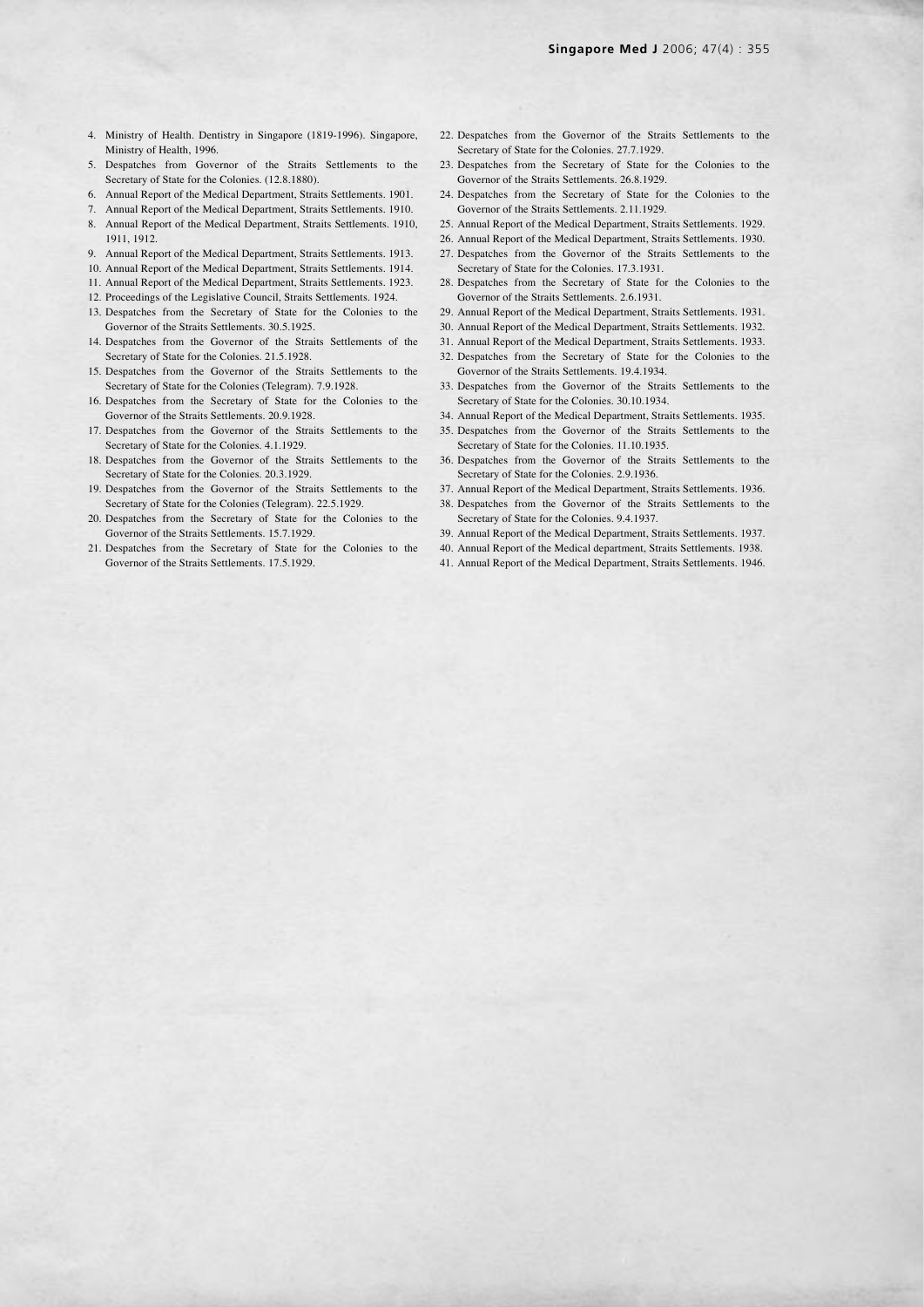4. Ministry of Health. Dentistry in Singapore (1819-1996). Singapore, Ministry of Health, 1996.
5. Despatches from Governor of the Straits Settlements to the Secretary of State for the Colonies. (12.8.1880).
6. Annual Report of the Medical Department, Straits Settlements. 1901.
7. Annual Report of the Medical Department, Straits Settlements. 1910.
8. Annual Report of the Medical Department, Straits Settlements. 1910, 1911, 1912.
9. Annual Report of the Medical Department, Straits Settlements. 1913.
10. Annual Report of the Medical Department, Straits Settlements. 1914.
11. Annual Report of the Medical Department, Straits Settlements. 1923.
12. Proceedings of the Legislative Council, Straits Settlements. 1924.
13. Despatches from the Secretary of State for the Colonies to the Governor of the Straits Settlements. 30.5.1925.
14. Despatches from the Governor of the Straits Settlements of the Secretary of State for the Colonies. 21.5.1928.
15. Despatches from the Governor of the Straits Settlements to the Secretary of State for the Colonies (Telegram). 7.9.1928.
16. Despatches from the Secretary of State for the Colonies to the Governor of the Straits Settlements. 20.9.1928.
17. Despatches from the Governor of the Straits Settlements to the Secretary of State for the Colonies. 4.1.1929.
18. Despatches from the Governor of the Straits Settlements to the Secretary of State for the Colonies. 20.3.1929.
19. Despatches from the Governor of the Straits Settlements to the Secretary of State for the Colonies (Telegram). 22.5.1929.
20. Despatches from the Secretary of State for the Colonies to the Governor of the Straits Settlements. 15.7.1929.
21. Despatches from the Secretary of State for the Colonies to the Governor of the Straits Settlements. 17.5.1929.
22. Despatches from the Governor of the Straits Settlements to the Secretary of State for the Colonies. 27.7.1929.
23. Despatches from the Secretary of State for the Colonies to the Governor of the Straits Settlements. 26.8.1929.
24. Despatches from the Secretary of State for the Colonies to the Governor of the Straits Settlements. 2.11.1929.
25. Annual Report of the Medical Department, Straits Settlements. 1929.
26. Annual Report of the Medical Department, Straits Settlements. 1930.
27. Despatches from the Governor of the Straits Settlements to the Secretary of State for the Colonies. 17.3.1931.
28. Despatches from the Secretary of State for the Colonies to the Governor of the Straits Settlements. 2.6.1931.
29. Annual Report of the Medical Department, Straits Settlements. 1931.
30. Annual Report of the Medical Department, Straits Settlements. 1932.
31. Annual Report of the Medical Department, Straits Settlements. 1933.
32. Despatches from the Secretary of State for the Colonies to the Governor of the Straits Settlements. 19.4.1934.
33. Despatches from the Governor of the Straits Settlements to the Secretary of State for the Colonies. 30.10.1934.
34. Annual Report of the Medical Department, Straits Settlements. 1935.
35. Despatches from the Governor of the Straits Settlements to the Secretary of State for the Colonies. 11.10.1935.
36. Despatches from the Governor of the Straits Settlements to the Secretary of State for the Colonies. 2.9.1936.
37. Annual Report of the Medical Department, Straits Settlements. 1936.
38. Despatches from the Governor of the Straits Settlements to the Secretary of State for the Colonies. 9.4.1937.
39. Annual Report of the Medical Department, Straits Settlements. 1937.
40. Annual Report of the Medical department, Straits Settlements. 1938.
41. Annual Report of the Medical Department, Straits Settlements. 1946.